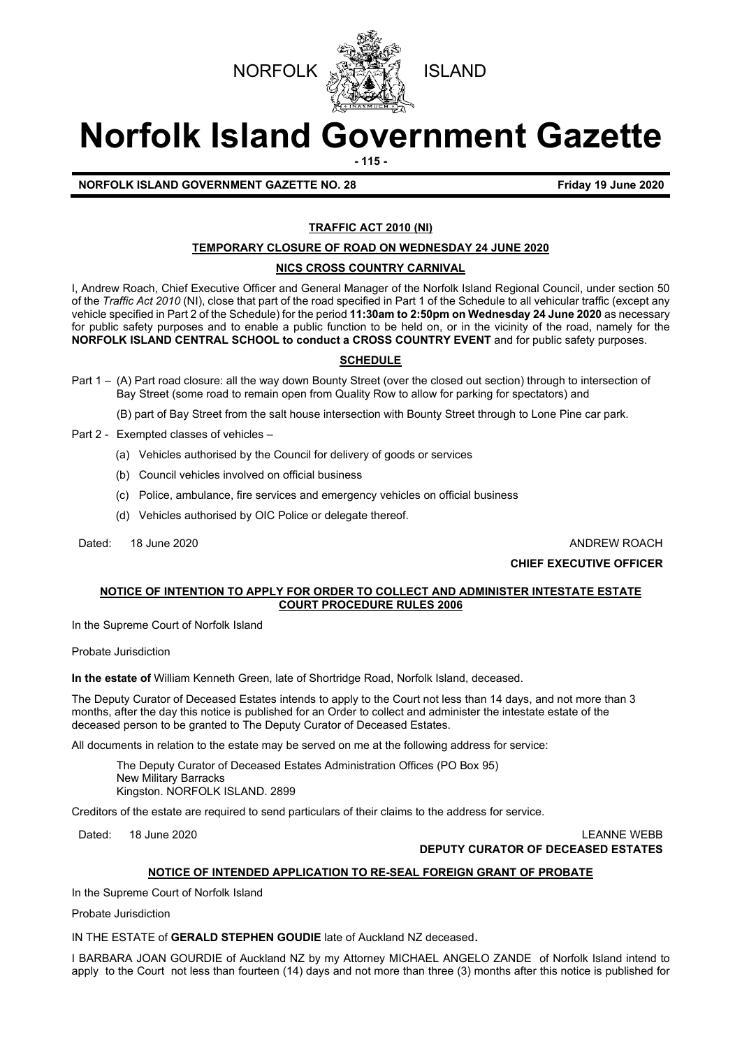NORFOLK ISLAND

# Norfolk Island Government Gazette

**NORFOLK ISLAND GOVERNMENT GAZETTE NO. 28** **Friday 19 June 2020**

## TRAFFIC ACT 2010 (NI)

### TEMPORARY CLOSURE OF ROAD ON WEDNESDAY 24 JUNE 2020

### NICS CROSS COUNTRY CARNIVAL

I, Andrew Roach, Chief Executive Officer and General Manager of the Norfolk Island Regional Council, under section 50 of the *Traffic Act 2010* (NI), close that part of the road specified in Part 1 of the Schedule to all vehicular traffic (except any vehicle specified in Part 2 of the Schedule) for the period **11:30am to 2:50pm on Wednesday 24 June 2020** as necessary for public safety purposes and to enable a public function to be held on, or in the vicinity of the road, namely for the **NORFOLK ISLAND CENTRAL SCHOOL to conduct a CROSS COUNTRY EVENT** and for public safety purposes.

#### SCHEDULE

Part 1 – (A) Part road closure: all the way down Bounty Street (over the closed out section) through to intersection of Bay Street (some road to remain open from Quality Row to allow for parking for spectators) and

(B) part of Bay Street from the salt house intersection with Bounty Street through to Lone Pine car park.

Part 2 - Exempted classes of vehicles –

- (a) Vehicles authorised by the Council for delivery of goods or services
- (b) Council vehicles involved on official business
- (c) Police, ambulance, fire services and emergency vehicles on official business
- (d) Vehicles authorised by OIC Police or delegate thereof.

Dated: 18 June 2020

ANDREW ROACH
**CHIEF EXECUTIVE OFFICER**

### NOTICE OF INTENTION TO APPLY FOR ORDER TO COLLECT AND ADMINISTER INTESTATE ESTATE COURT PROCEDURE RULES 2006

In the Supreme Court of Norfolk Island

Probate Jurisdiction

**In the estate of** William Kenneth Green, late of Shortridge Road, Norfolk Island, deceased.

The Deputy Curator of Deceased Estates intends to apply to the Court not less than 14 days, and not more than 3 months, after the day this notice is published for an Order to collect and administer the intestate estate of the deceased person to be granted to The Deputy Curator of Deceased Estates.

All documents in relation to the estate may be served on me at the following address for service:

The Deputy Curator of Deceased Estates Administration Offices (PO Box 95)
New Military Barracks
Kingston. NORFOLK ISLAND. 2899

Creditors of the estate are required to send particulars of their claims to the address for service.

Dated: 18 June 2020

LEANNE WEBB
**DEPUTY CURATOR OF DECEASED ESTATES**

### NOTICE OF INTENDED APPLICATION TO RE-SEAL FOREIGN GRANT OF PROBATE

In the Supreme Court of Norfolk Island

Probate Jurisdiction

IN THE ESTATE of **GERALD STEPHEN GOUDIE** late of Auckland NZ deceased.

I BARBARA JOAN GOURDIE of Auckland NZ by my Attorney MICHAEL ANGELO ZANDE of Norfolk Island intend to apply to the Court not less than fourteen (14) days and not more than three (3) months after this notice is published for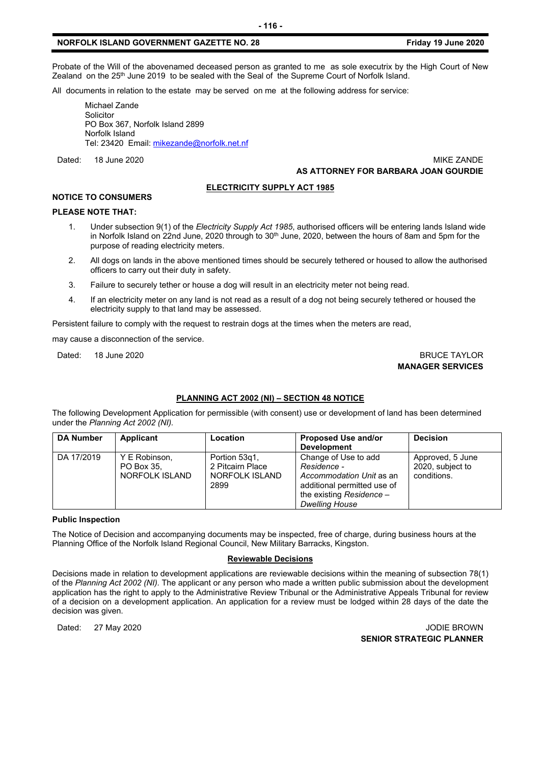Probate of the Will of the abovenamed deceased person as granted to me as sole executrix by the High Court of New Zealand on the 25th June 2019 to be sealed with the Seal of the Supreme Court of Norfolk Island.

All documents in relation to the estate may be served on me at the following address for service:

Michael Zande
Solicitor
PO Box 367, Norfolk Island 2899
Norfolk Island
Tel: 23420 Email: mikezande@norfolk.net.nf

Dated: 18 June 2020

MIKE ZANDE
**AS ATTORNEY FOR BARBARA JOAN GOURDIE**

## ELECTRICITY SUPPLY ACT 1985

**NOTICE TO CONSUMERS**

**PLEASE NOTE THAT:**

1. Under subsection 9(1) of the *Electricity Supply Act 1985*, authorised officers will be entering lands Island wide in Norfolk Island on 22nd June, 2020 through to 30th June, 2020, between the hours of 8am and 5pm for the purpose of reading electricity meters.
2. All dogs on lands in the above mentioned times should be securely tethered or housed to allow the authorised officers to carry out their duty in safety.
3. Failure to securely tether or house a dog will result in an electricity meter not being read.
4. If an electricity meter on any land is not read as a result of a dog not being securely tethered or housed the electricity supply to that land may be assessed.

Persistent failure to comply with the request to restrain dogs at the times when the meters are read,

may cause a disconnection of the service.

Dated: 18 June 2020

BRUCE TAYLOR
**MANAGER SERVICES**

## PLANNING ACT 2002 (NI) – SECTION 48 NOTICE

The following Development Application for permissible (with consent) use or development of land has been determined under the *Planning Act 2002 (NI).*

| DA Number | Applicant | Location | Proposed Use and/or Development | Decision |
|---|---|---|---|---|
| DA 17/2019 | Y E Robinson, PO Box 35, NORFOLK ISLAND | Portion 53q1, 2 Pitcairn Place NORFOLK ISLAND 2899 | Change of Use to add *Residence - Accommodation Unit* as an additional permitted use of the existing *Residence – Dwelling House* | Approved, 5 June 2020, subject to conditions. |

**Public Inspection**

The Notice of Decision and accompanying documents may be inspected, free of charge, during business hours at the Planning Office of the Norfolk Island Regional Council, New Military Barracks, Kingston.

### Reviewable Decisions

Decisions made in relation to development applications are reviewable decisions within the meaning of subsection 78(1) of the *Planning Act 2002 (NI).* The applicant or any person who made a written public submission about the development application has the right to apply to the Administrative Review Tribunal or the Administrative Appeals Tribunal for review of a decision on a development application. An application for a review must be lodged within 28 days of the date the decision was given.

Dated: 27 May 2020

JODIE BROWN
**SENIOR STRATEGIC PLANNER**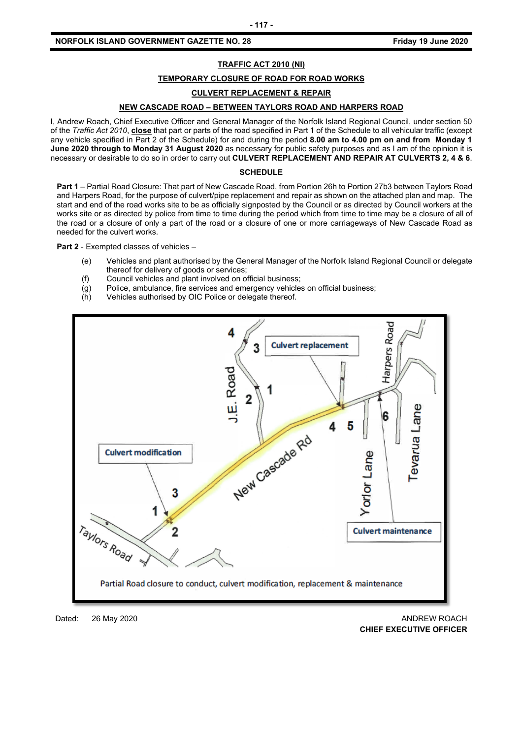**TRAFFIC ACT 2010 (NI)**

**TEMPORARY CLOSURE OF ROAD FOR ROAD WORKS**

**CULVERT REPLACEMENT & REPAIR**

**NEW CASCADE ROAD – BETWEEN TAYLORS ROAD AND HARPERS ROAD**

I, Andrew Roach, Chief Executive Officer and General Manager of the Norfolk Island Regional Council, under section 50 of the *Traffic Act 2010*, **close** that part or parts of the road specified in Part 1 of the Schedule to all vehicular traffic (except any vehicle specified in Part 2 of the Schedule) for and during the period **8.00 am to 4.00 pm on and from Monday 1 June 2020 through to Monday 31 August 2020** as necessary for public safety purposes and as I am of the opinion it is necessary or desirable to do so in order to carry out **CULVERT REPLACEMENT AND REPAIR AT CULVERTS 2, 4 & 6**.

**SCHEDULE**

**Part 1** – Partial Road Closure: That part of New Cascade Road, from Portion 26h to Portion 27b3 between Taylors Road and Harpers Road, for the purpose of culvert/pipe replacement and repair as shown on the attached plan and map. The start and end of the road works site to be as officially signposted by the Council or as directed by Council workers at the works site or as directed by police from time to time during the period which from time to time may be a closure of all of the road or a closure of only a part of the road or a closure of one or more carriageways of New Cascade Road as needed for the culvert works.

**Part 2** - Exempted classes of vehicles –

(e) Vehicles and plant authorised by the General Manager of the Norfolk Island Regional Council or delegate thereof for delivery of goods or services;
(f) Council vehicles and plant involved on official business;
(g) Police, ambulance, fire services and emergency vehicles on official business;
(h) Vehicles authorised by OIC Police or delegate thereof.

Partial Road closure to conduct, culvert modification, replacement & maintenance

Dated: 26 May 2020

ANDREW ROACH
**CHIEF EXECUTIVE OFFICER**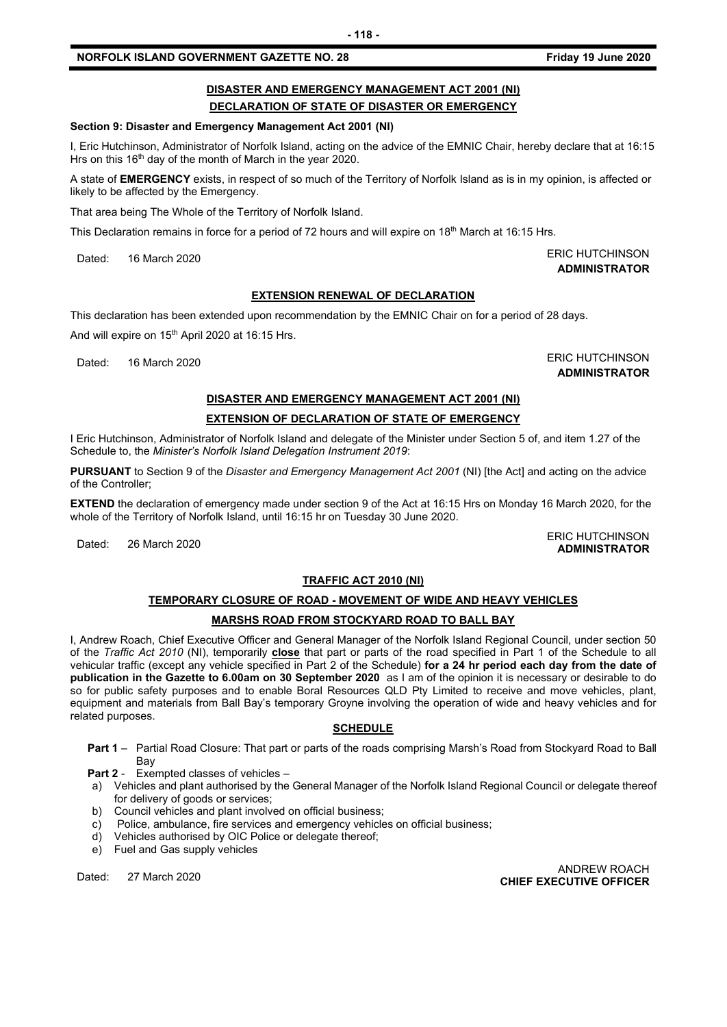## DISASTER AND EMERGENCY MANAGEMENT ACT 2001 (NI)

## DECLARATION OF STATE OF DISASTER OR EMERGENCY

**Section 9: Disaster and Emergency Management Act 2001 (NI)**

I, Eric Hutchinson, Administrator of Norfolk Island, acting on the advice of the EMNIC Chair, hereby declare that at 16:15 Hrs on this 16th day of the month of March in the year 2020.

A state of **EMERGENCY** exists, in respect of so much of the Territory of Norfolk Island as is in my opinion, is affected or likely to be affected by the Emergency.

That area being The Whole of the Territory of Norfolk Island.

This Declaration remains in force for a period of 72 hours and will expire on 18th March at 16:15 Hrs.

Dated: 16 March 2020

ERIC HUTCHINSON
**ADMINISTRATOR**

## EXTENSION RENEWAL OF DECLARATION

This declaration has been extended upon recommendation by the EMNIC Chair on for a period of 28 days.

And will expire on 15th April 2020 at 16:15 Hrs.

Dated: 16 March 2020

ERIC HUTCHINSON
**ADMINISTRATOR**

## DISASTER AND EMERGENCY MANAGEMENT ACT 2001 (NI)

## EXTENSION OF DECLARATION OF STATE OF EMERGENCY

I Eric Hutchinson, Administrator of Norfolk Island and delegate of the Minister under Section 5 of, and item 1.27 of the Schedule to, the *Minister's Norfolk Island Delegation Instrument 2019*:

**PURSUANT** to Section 9 of the *Disaster and Emergency Management Act 2001* (NI) [the Act] and acting on the advice of the Controller;

**EXTEND** the declaration of emergency made under section 9 of the Act at 16:15 Hrs on Monday 16 March 2020, for the whole of the Territory of Norfolk Island, until 16:15 hr on Tuesday 30 June 2020.

Dated: 26 March 2020

ERIC HUTCHINSON
**ADMINISTRATOR**

## TRAFFIC ACT 2010 (NI)

## TEMPORARY CLOSURE OF ROAD - MOVEMENT OF WIDE AND HEAVY VEHICLES

## MARSHS ROAD FROM STOCKYARD ROAD TO BALL BAY

I, Andrew Roach, Chief Executive Officer and General Manager of the Norfolk Island Regional Council, under section 50 of the *Traffic Act 2010* (NI), temporarily **close** that part or parts of the road specified in Part 1 of the Schedule to all vehicular traffic (except any vehicle specified in Part 2 of the Schedule) **for a 24 hr period each day from the date of publication in the Gazette to 6.00am on 30 September 2020** as I am of the opinion it is necessary or desirable to do so for public safety purposes and to enable Boral Resources QLD Pty Limited to receive and move vehicles, plant, equipment and materials from Ball Bay's temporary Groyne involving the operation of wide and heavy vehicles and for related purposes.

### SCHEDULE

**Part 1** – Partial Road Closure: That part or parts of the roads comprising Marsh's Road from Stockyard Road to Ball Bay

**Part 2** - Exempted classes of vehicles –

a) Vehicles and plant authorised by the General Manager of the Norfolk Island Regional Council or delegate thereof for delivery of goods or services;
b) Council vehicles and plant involved on official business;
c) Police, ambulance, fire services and emergency vehicles on official business;
d) Vehicles authorised by OIC Police or delegate thereof;
e) Fuel and Gas supply vehicles

Dated: 27 March 2020

ANDREW ROACH
**CHIEF EXECUTIVE OFFICER**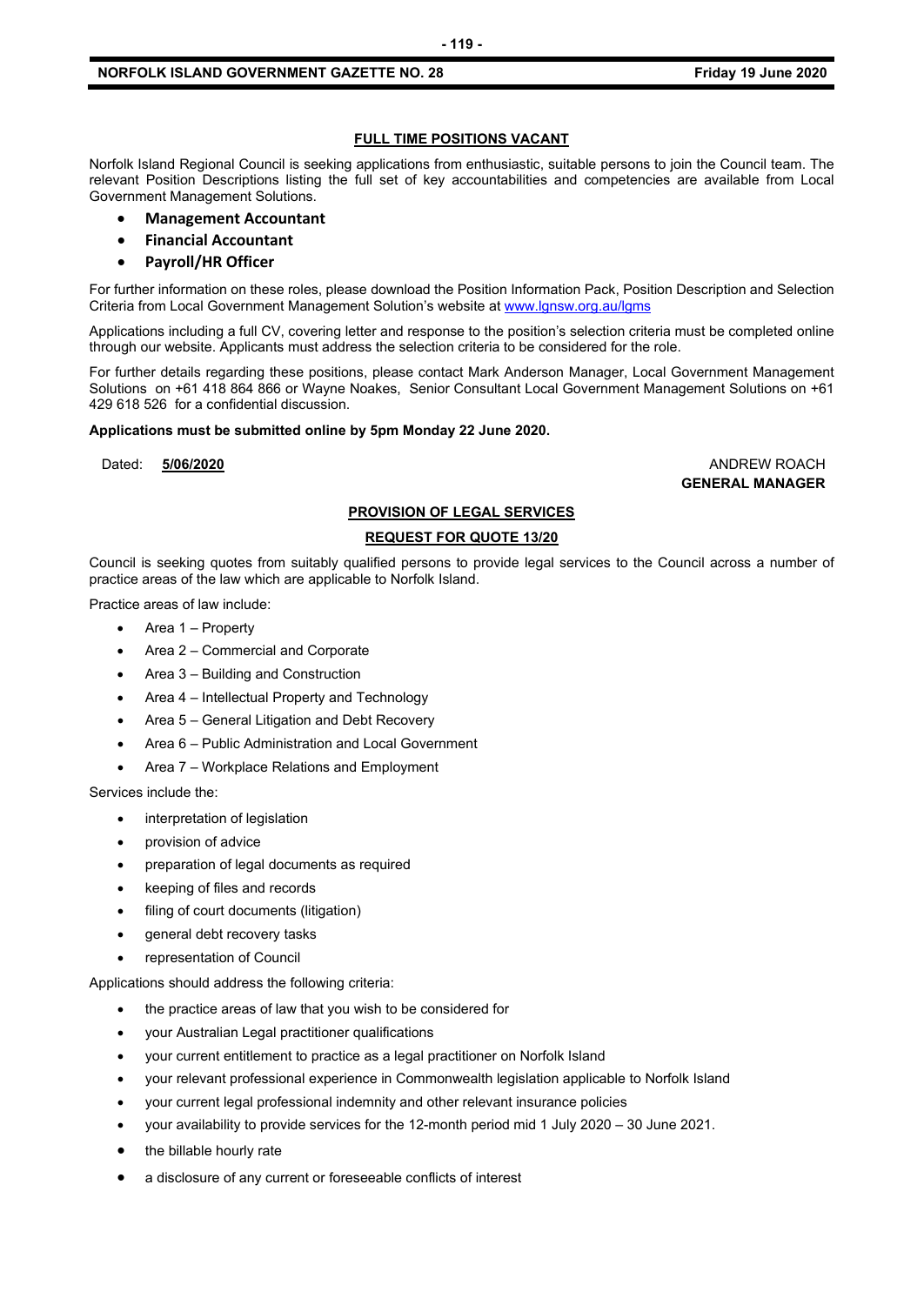## FULL TIME POSITIONS VACANT

Norfolk Island Regional Council is seeking applications from enthusiastic, suitable persons to join the Council team. The relevant Position Descriptions listing the full set of key accountabilities and competencies are available from Local Government Management Solutions.

- **Management Accountant**
- **Financial Accountant**
- **Payroll/HR Officer**

For further information on these roles, please download the Position Information Pack, Position Description and Selection Criteria from Local Government Management Solution's website at [www.lgnsw.org.au/lgms](http://www.lgnsw.org.au/lgms)

Applications including a full CV, covering letter and response to the position's selection criteria must be completed online through our website. Applicants must address the selection criteria to be considered for the role.

For further details regarding these positions, please contact Mark Anderson Manager, Local Government Management Solutions on +61 418 864 866 or Wayne Noakes, Senior Consultant Local Government Management Solutions on +61 429 618 526 for a confidential discussion.

**Applications must be submitted online by 5pm Monday 22 June 2020.**

Dated: **5/06/2020**

ANDREW ROACH
**GENERAL MANAGER**

## PROVISION OF LEGAL SERVICES

## REQUEST FOR QUOTE 13/20

Council is seeking quotes from suitably qualified persons to provide legal services to the Council across a number of practice areas of the law which are applicable to Norfolk Island.

Practice areas of law include:

- Area 1 – Property
- Area 2 – Commercial and Corporate
- Area 3 – Building and Construction
- Area 4 – Intellectual Property and Technology
- Area 5 – General Litigation and Debt Recovery
- Area 6 – Public Administration and Local Government
- Area 7 – Workplace Relations and Employment

Services include the:

- interpretation of legislation
- provision of advice
- preparation of legal documents as required
- keeping of files and records
- filing of court documents (litigation)
- general debt recovery tasks
- representation of Council

Applications should address the following criteria:

- the practice areas of law that you wish to be considered for
- your Australian Legal practitioner qualifications
- your current entitlement to practice as a legal practitioner on Norfolk Island
- your relevant professional experience in Commonwealth legislation applicable to Norfolk Island
- your current legal professional indemnity and other relevant insurance policies
- your availability to provide services for the 12-month period mid 1 July 2020 – 30 June 2021.
- the billable hourly rate
- a disclosure of any current or foreseeable conflicts of interest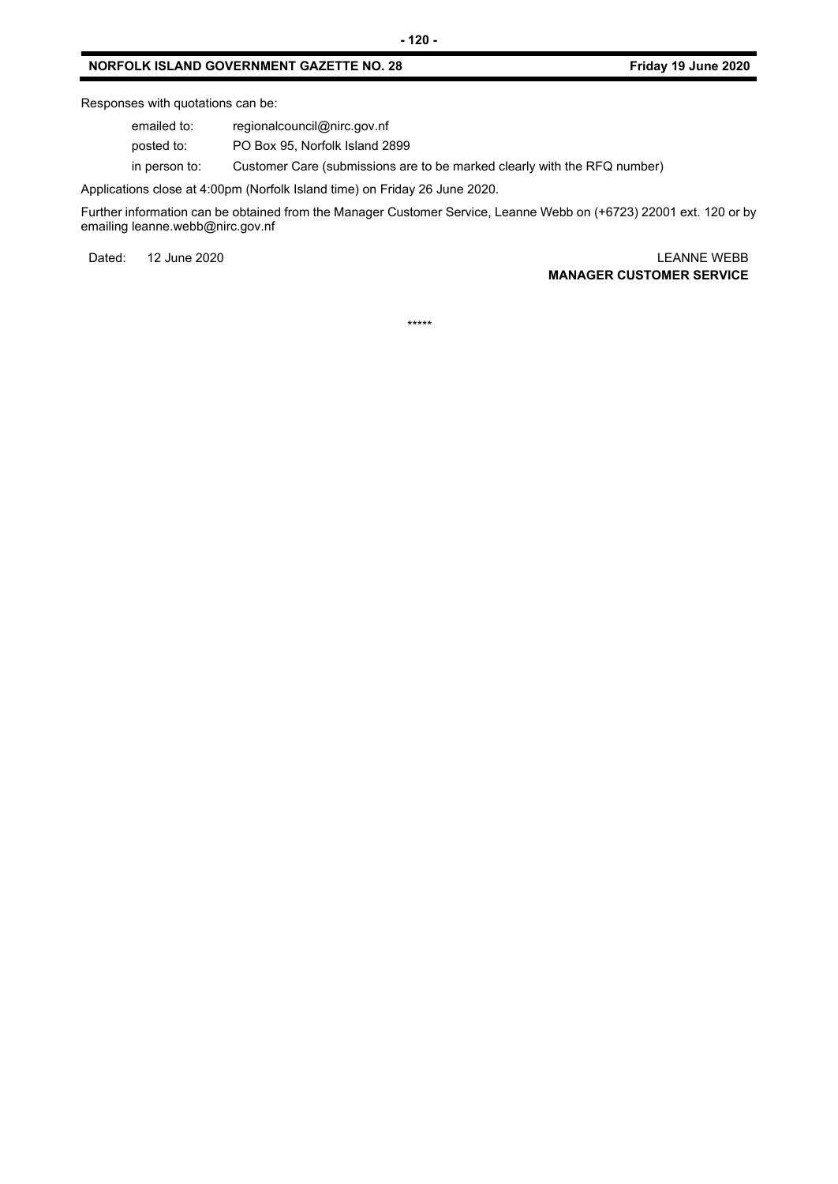Responses with quotations can be:

| | |
|---|---|
| emailed to: | regionalcouncil@nirc.gov.nf |
| posted to: | PO Box 95, Norfolk Island 2899 |
| in person to: | Customer Care (submissions are to be marked clearly with the RFQ number) |

Applications close at 4:00pm (Norfolk Island time) on Friday 26 June 2020.

Further information can be obtained from the Manager Customer Service, Leanne Webb on (+6723) 22001 ext. 120 or by emailing leanne.webb@nirc.gov.nf

Dated: 12 June 2020

LEANNE WEBB
**MANAGER CUSTOMER SERVICE**

*****